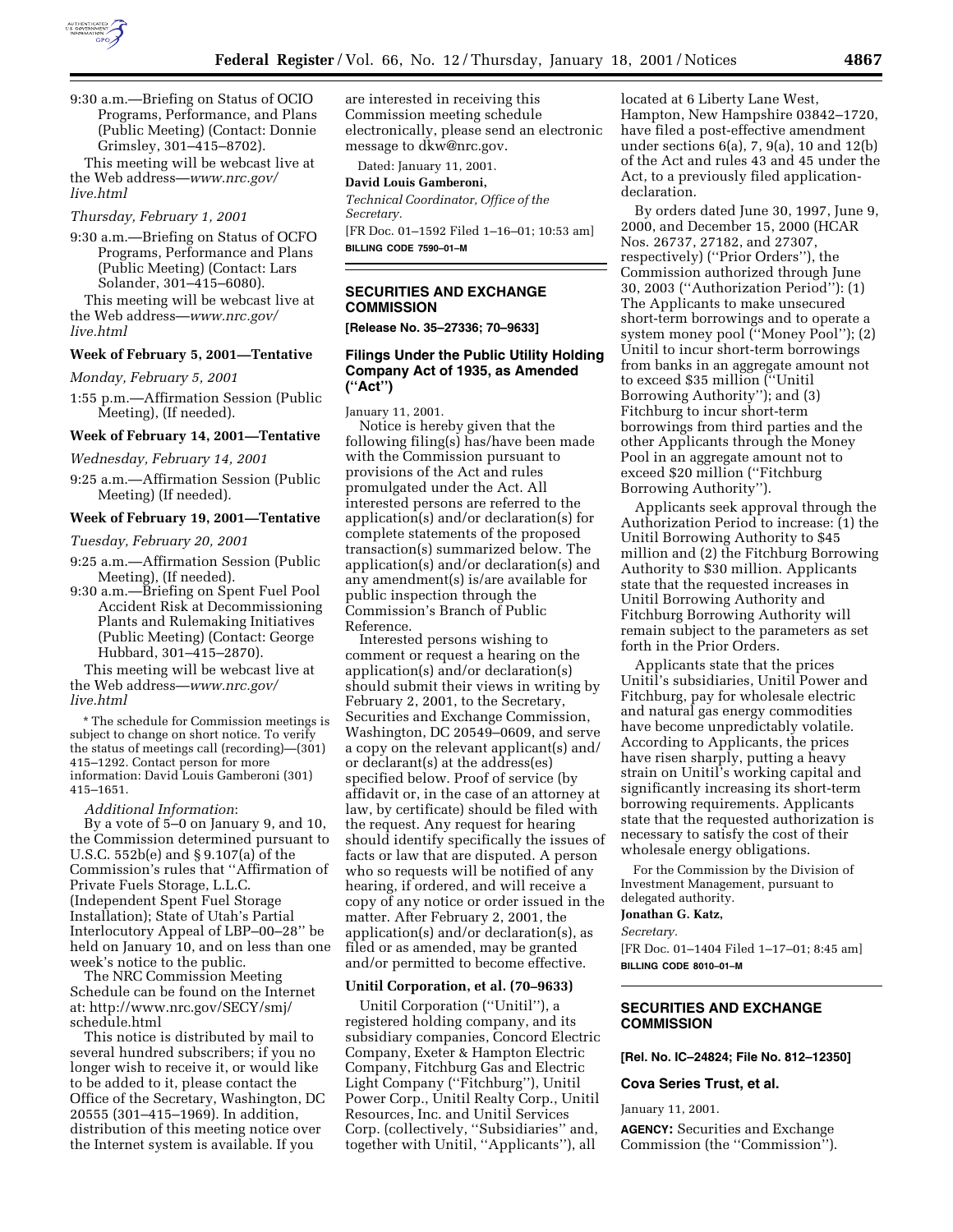9:30 a.m.—Briefing on Status of OCIO Programs, Performance, and Plans (Public Meeting) (Contact: Donnie Grimsley, 301–415–8702).

This meeting will be webcast live at the Web address—*www.nrc.gov/live.html*

*Thursday, February 1, 2001*

9:30 a.m.—Briefing on Status of OCFO Programs, Performance and Plans (Public Meeting) (Contact: Lars Solander, 301–415–6080).

This meeting will be webcast live at the Web address—*www.nrc.gov/live.html*

**Week of February 5, 2001—Tentative**

*Monday, February 5, 2001*

1:55 p.m.—Affirmation Session (Public Meeting), (If needed).

**Week of February 14, 2001—Tentative**

*Wednesday, February 14, 2001*

9:25 a.m.—Affirmation Session (Public Meeting) (If needed).

**Week of February 19, 2001—Tentative**

*Tuesday, February 20, 2001*

9:25 a.m.—Affirmation Session (Public Meeting), (If needed).

9:30 a.m.—Briefing on Spent Fuel Pool Accident Risk at Decommissioning Plants and Rulemaking Initiatives (Public Meeting) (Contact: George Hubbard, 301–415–2870).

This meeting will be webcast live at the Web address—*www.nrc.gov/live.html*

* The schedule for Commission meetings is subject to change on short notice. To verify the status of meetings call (recording)—(301) 415–1292. Contact person for more information: David Louis Gamberoni (301) 415–1651.

*Additional Information*:

By a vote of 5–0 on January 9, and 10, the Commission determined pursuant to U.S.C. 552b(e) and § 9.107(a) of the Commission's rules that ''Affirmation of Private Fuels Storage, L.L.C. (Independent Spent Fuel Storage Installation); State of Utah's Partial Interlocutory Appeal of LBP–00–28'' be held on January 10, and on less than one week's notice to the public.

The NRC Commission Meeting Schedule can be found on the Internet at: http://www.nrc.gov/SECY/smj/schedule.html

This notice is distributed by mail to several hundred subscribers; if you no longer wish to receive it, or would like to be added to it, please contact the Office of the Secretary, Washington, DC 20555 (301–415–1969). In addition, distribution of this meeting notice over the Internet system is available. If you are interested in receiving this Commission meeting schedule electronically, please send an electronic message to dkw@nrc.gov.

Dated: January 11, 2001.

**David Louis Gamberoni,**

*Technical Coordinator, Office of the Secretary.*

[FR Doc. 01–1592 Filed 1–16–01; 10:53 am]

**BILLING CODE 7590–01–M**

## SECURITIES AND EXCHANGE COMMISSION

**[Release No. 35–27336; 70–9633]**

## Filings Under the Public Utility Holding Company Act of 1935, as Amended (''Act'')

January 11, 2001.

Notice is hereby given that the following filing(s) has/have been made with the Commission pursuant to provisions of the Act and rules promulgated under the Act. All interested persons are referred to the application(s) and/or declaration(s) for complete statements of the proposed transaction(s) summarized below. The application(s) and/or declaration(s) and any amendment(s) is/are available for public inspection through the Commission's Branch of Public Reference.

Interested persons wishing to comment or request a hearing on the application(s) and/or declaration(s) should submit their views in writing by February 2, 2001, to the Secretary, Securities and Exchange Commission, Washington, DC 20549–0609, and serve a copy on the relevant applicant(s) and/or declarant(s) at the address(es) specified below. Proof of service (by affidavit or, in the case of an attorney at law, by certificate) should be filed with the request. Any request for hearing should identify specifically the issues of facts or law that are disputed. A person who so requests will be notified of any hearing, if ordered, and will receive a copy of any notice or order issued in the matter. After February 2, 2001, the application(s) and/or declaration(s), as filed or as amended, may be granted and/or permitted to become effective.

### Unitil Corporation, et al. (70–9633)

Unitil Corporation (''Unitil''), a registered holding company, and its subsidiary companies, Concord Electric Company, Exeter & Hampton Electric Company, Fitchburg Gas and Electric Light Company (''Fitchburg''), Unitil Power Corp., Unitil Realty Corp., Unitil Resources, Inc. and Unitil Services Corp. (collectively, ''Subsidiaries'' and, together with Unitil, ''Applicants''), all located at 6 Liberty Lane West, Hampton, New Hampshire 03842–1720, have filed a post-effective amendment under sections 6(a), 7, 9(a), 10 and 12(b) of the Act and rules 43 and 45 under the Act, to a previously filed application-declaration.

By orders dated June 30, 1997, June 9, 2000, and December 15, 2000 (HCAR Nos. 26737, 27182, and 27307, respectively) (''Prior Orders''), the Commission authorized through June 30, 2003 (''Authorization Period''): (1) The Applicants to make unsecured short-term borrowings and to operate a system money pool (''Money Pool''); (2) Unitil to incur short-term borrowings from banks in an aggregate amount not to exceed $35 million (''Unitil Borrowing Authority''); and (3) Fitchburg to incur short-term borrowings from third parties and the other Applicants through the Money Pool in an aggregate amount not to exceed $20 million (''Fitchburg Borrowing Authority'').

Applicants seek approval through the Authorization Period to increase: (1) the Unitil Borrowing Authority to $45 million and (2) the Fitchburg Borrowing Authority to $30 million. Applicants state that the requested increases in Unitil Borrowing Authority and Fitchburg Borrowing Authority will remain subject to the parameters as set forth in the Prior Orders.

Applicants state that the prices Unitil's subsidiaries, Unitil Power and Fitchburg, pay for wholesale electric and natural gas energy commodities have become unpredictably volatile. According to Applicants, the prices have risen sharply, putting a heavy strain on Unitil's working capital and significantly increasing its short-term borrowing requirements. Applicants state that the requested authorization is necessary to satisfy the cost of their wholesale energy obligations.

For the Commission by the Division of Investment Management, pursuant to delegated authority.

**Jonathan G. Katz,**

*Secretary.*

[FR Doc. 01–1404 Filed 1–17–01; 8:45 am]

**BILLING CODE 8010–01–M**

## SECURITIES AND EXCHANGE COMMISSION

**[Rel. No. IC–24824; File No. 812–12350]**

## Cova Series Trust, et al.

January 11, 2001.

**AGENCY:** Securities and Exchange Commission (the ''Commission'').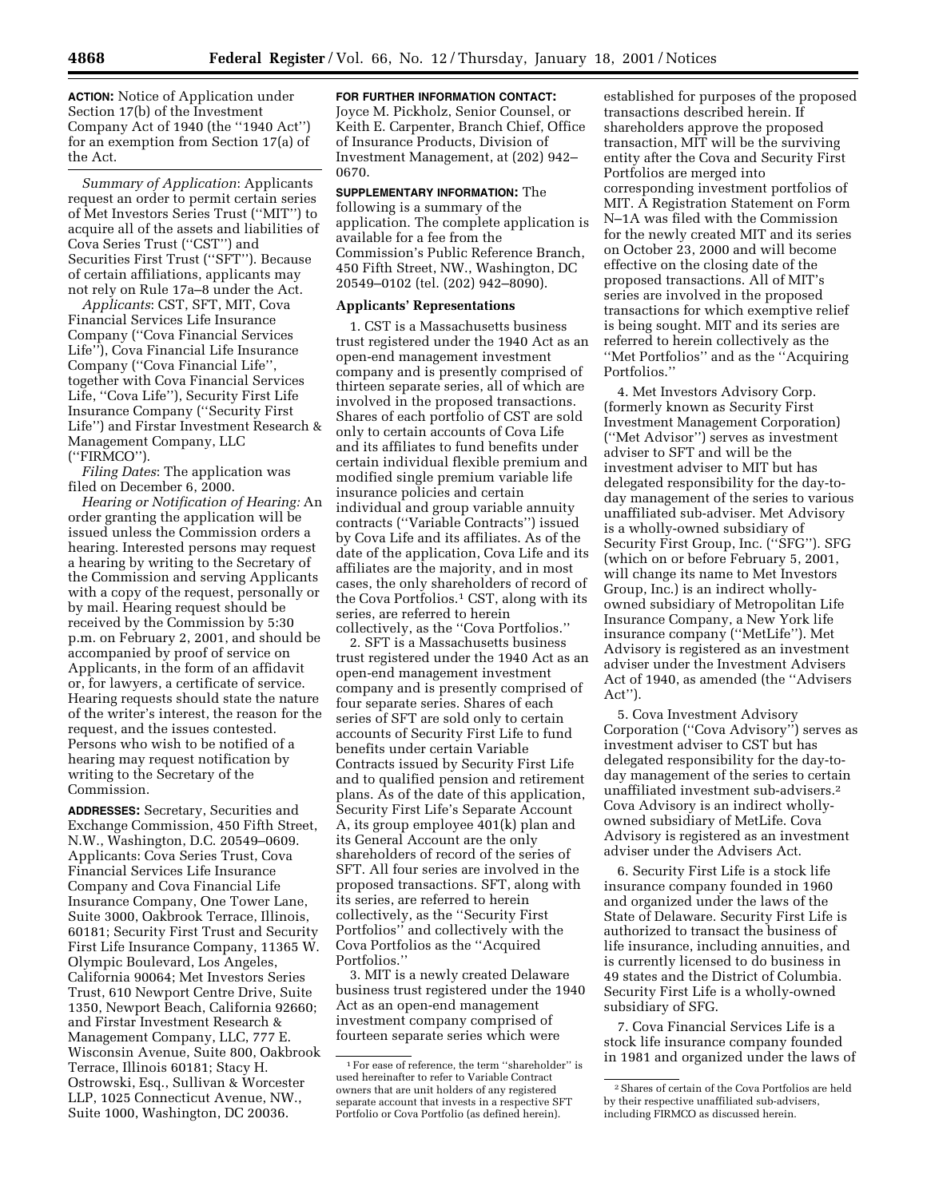**ACTION:** Notice of Application under Section 17(b) of the Investment Company Act of 1940 (the "1940 Act") for an exemption from Section 17(a) of the Act.

*Summary of Application*: Applicants request an order to permit certain series of Met Investors Series Trust ("MIT") to acquire all of the assets and liabilities of Cova Series Trust ("CST") and Securities First Trust ("SFT"). Because of certain affiliations, applicants may not rely on Rule 17a–8 under the Act.

*Applicants*: CST, SFT, MIT, Cova Financial Services Life Insurance Company ("Cova Financial Services Life"), Cova Financial Life Insurance Company ("Cova Financial Life", together with Cova Financial Services Life, "Cova Life"), Security First Life Insurance Company ("Security First Life") and Firstar Investment Research & Management Company, LLC ("FIRMCO").

*Filing Dates*: The application was filed on December 6, 2000.

*Hearing or Notification of Hearing:* An order granting the application will be issued unless the Commission orders a hearing. Interested persons may request a hearing by writing to the Secretary of the Commission and serving Applicants with a copy of the request, personally or by mail. Hearing request should be received by the Commission by 5:30 p.m. on February 2, 2001, and should be accompanied by proof of service on Applicants, in the form of an affidavit or, for lawyers, a certificate of service. Hearing requests should state the nature of the writer's interest, the reason for the request, and the issues contested. Persons who wish to be notified of a hearing may request notification by writing to the Secretary of the Commission.

**ADDRESSES:** Secretary, Securities and Exchange Commission, 450 Fifth Street, N.W., Washington, D.C. 20549–0609. Applicants: Cova Series Trust, Cova Financial Services Life Insurance Company and Cova Financial Life Insurance Company, One Tower Lane, Suite 3000, Oakbrook Terrace, Illinois, 60181; Security First Trust and Security First Life Insurance Company, 11365 W. Olympic Boulevard, Los Angeles, California 90064; Met Investors Series Trust, 610 Newport Centre Drive, Suite 1350, Newport Beach, California 92660; and Firstar Investment Research & Management Company, LLC, 777 E. Wisconsin Avenue, Suite 800, Oakbrook Terrace, Illinois 60181; Stacy H. Ostrowski, Esq., Sullivan & Worcester LLP, 1025 Connecticut Avenue, NW., Suite 1000, Washington, DC 20036.

**FOR FURTHER INFORMATION CONTACT:** Joyce M. Pickholz, Senior Counsel, or Keith E. Carpenter, Branch Chief, Office of Insurance Products, Division of Investment Management, at (202) 942–0670.

**SUPPLEMENTARY INFORMATION:** The following is a summary of the application. The complete application is available for a fee from the Commission's Public Reference Branch, 450 Fifth Street, NW., Washington, DC 20549–0102 (tel. (202) 942–8090).

## Applicants' Representations

1. CST is a Massachusetts business trust registered under the 1940 Act as an open-end management investment company and is presently comprised of thirteen separate series, all of which are involved in the proposed transactions. Shares of each portfolio of CST are sold only to certain accounts of Cova Life and its affiliates to fund benefits under certain individual flexible premium and modified single premium variable life insurance policies and certain individual and group variable annuity contracts ("Variable Contracts") issued by Cova Life and its affiliates. As of the date of the application, Cova Life and its affiliates are the majority, and in most cases, the only shareholders of record of the Cova Portfolios.[1] CST, along with its series, are referred to herein collectively, as the "Cova Portfolios."

2. SFT is a Massachusetts business trust registered under the 1940 Act as an open-end management investment company and is presently comprised of four separate series. Shares of each series of SFT are sold only to certain accounts of Security First Life to fund benefits under certain Variable Contracts issued by Security First Life and to qualified pension and retirement plans. As of the date of this application, Security First Life's Separate Account A, its group employee 401(k) plan and its General Account are the only shareholders of record of the series of SFT. All four series are involved in the proposed transactions. SFT, along with its series, are referred to herein collectively, as the "Security First Portfolios" and collectively with the Cova Portfolios as the "Acquired Portfolios."

3. MIT is a newly created Delaware business trust registered under the 1940 Act as an open-end management investment company comprised of fourteen separate series which were established for purposes of the proposed transactions described herein. If shareholders approve the proposed transaction, MIT will be the surviving entity after the Cova and Security First Portfolios are merged into corresponding investment portfolios of MIT. A Registration Statement on Form N–1A was filed with the Commission for the newly created MIT and its series on October 23, 2000 and will become effective on the closing date of the proposed transactions. All of MIT's series are involved in the proposed transactions for which exemptive relief is being sought. MIT and its series are referred to herein collectively as the "Met Portfolios" and as the "Acquiring Portfolios."

4. Met Investors Advisory Corp. (formerly known as Security First Investment Management Corporation) ("Met Advisor") serves as investment adviser to SFT and will be the investment adviser to MIT but has delegated responsibility for the day-to-day management of the series to various unaffiliated sub-adviser. Met Advisory is a wholly-owned subsidiary of Security First Group, Inc. ("SFG"). SFG (which on or before February 5, 2001, will change its name to Met Investors Group, Inc.) is an indirect wholly-owned subsidiary of Metropolitan Life Insurance Company, a New York life insurance company ("MetLife"). Met Advisory is registered as an investment adviser under the Investment Advisers Act of 1940, as amended (the "Advisers Act").

5. Cova Investment Advisory Corporation ("Cova Advisory") serves as investment adviser to CST but has delegated responsibility for the day-to-day management of the series to certain unaffiliated investment sub-advisers.[2] Cova Advisory is an indirect wholly-owned subsidiary of MetLife. Cova Advisory is registered as an investment adviser under the Advisers Act.

6. Security First Life is a stock life insurance company founded in 1960 and organized under the laws of the State of Delaware. Security First Life is authorized to transact the business of life insurance, including annuities, and is currently licensed to do business in 49 states and the District of Columbia. Security First Life is a wholly-owned subsidiary of SFG.

7. Cova Financial Services Life is a stock life insurance company founded in 1981 and organized under the laws of

---

[1] For ease of reference, the term "shareholder" is used hereinafter to refer to Variable Contract owners that are unit holders of any registered separate account that invests in a respective SFT Portfolio or Cova Portfolio (as defined herein).

[2] Shares of certain of the Cova Portfolios are held by their respective unaffiliated sub-advisers, including FIRMCO as discussed herein.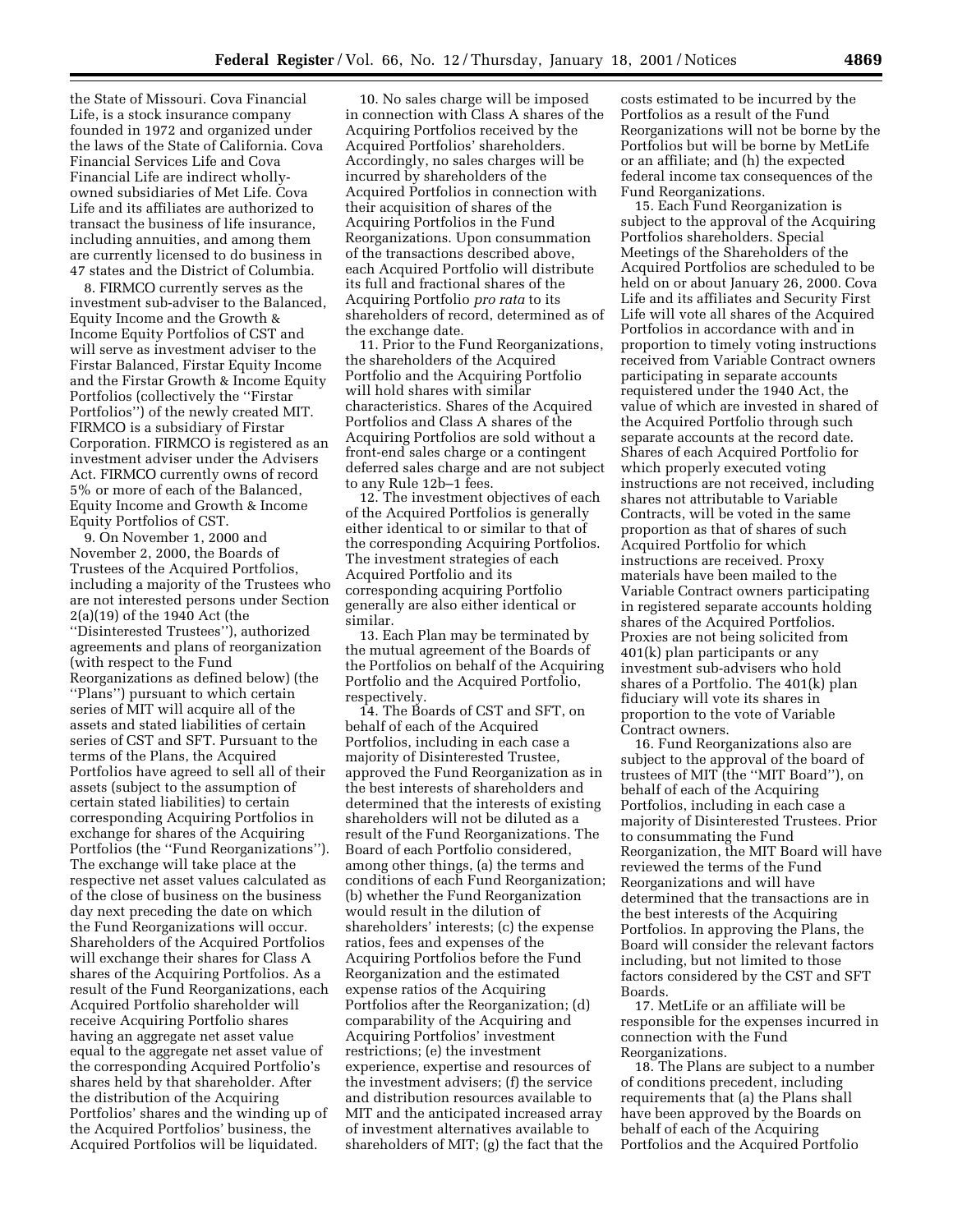the State of Missouri. Cova Financial Life, is a stock insurance company founded in 1972 and organized under the laws of the State of California. Cova Financial Services Life and Cova Financial Life are indirect wholly-owned subsidiaries of Met Life. Cova Life and its affiliates are authorized to transact the business of life insurance, including annuities, and among them are currently licensed to do business in 47 states and the District of Columbia.

8. FIRMCO currently serves as the investment sub-adviser to the Balanced, Equity Income and the Growth & Income Equity Portfolios of CST and will serve as investment adviser to the Firstar Balanced, Firstar Equity Income and the Firstar Growth & Income Equity Portfolios (collectively the ''Firstar Portfolios'') of the newly created MIT. FIRMCO is a subsidiary of Firstar Corporation. FIRMCO is registered as an investment adviser under the Advisers Act. FIRMCO currently owns of record 5% or more of each of the Balanced, Equity Income and Growth & Income Equity Portfolios of CST.

9. On November 1, 2000 and November 2, 2000, the Boards of Trustees of the Acquired Portfolios, including a majority of the Trustees who are not interested persons under Section 2(a)(19) of the 1940 Act (the ''Disinterested Trustees''), authorized agreements and plans of reorganization (with respect to the Fund Reorganizations as defined below) (the ''Plans'') pursuant to which certain series of MIT will acquire all of the assets and stated liabilities of certain series of CST and SFT. Pursuant to the terms of the Plans, the Acquired Portfolios have agreed to sell all of their assets (subject to the assumption of certain stated liabilities) to certain corresponding Acquiring Portfolios in exchange for shares of the Acquiring Portfolios (the ''Fund Reorganizations''). The exchange will take place at the respective net asset values calculated as of the close of business on the business day next preceding the date on which the Fund Reorganizations will occur. Shareholders of the Acquired Portfolios will exchange their shares for Class A shares of the Acquiring Portfolios. As a result of the Fund Reorganizations, each Acquired Portfolio shareholder will receive Acquiring Portfolio shares having an aggregate net asset value equal to the aggregate net asset value of the corresponding Acquired Portfolio's shares held by that shareholder. After the distribution of the Acquiring Portfolios' shares and the winding up of the Acquired Portfolios' business, the Acquired Portfolios will be liquidated.

10. No sales charge will be imposed in connection with Class A shares of the Acquiring Portfolios received by the Acquired Portfolios' shareholders. Accordingly, no sales charges will be incurred by shareholders of the Acquired Portfolios in connection with their acquisition of shares of the Acquiring Portfolios in the Fund Reorganizations. Upon consummation of the transactions described above, each Acquired Portfolio will distribute its full and fractional shares of the Acquiring Portfolio *pro rata* to its shareholders of record, determined as of the exchange date.

11. Prior to the Fund Reorganizations, the shareholders of the Acquired Portfolio and the Acquiring Portfolio will hold shares with similar characteristics. Shares of the Acquired Portfolios and Class A shares of the Acquiring Portfolios are sold without a front-end sales charge or a contingent deferred sales charge and are not subject to any Rule 12b–1 fees.

12. The investment objectives of each of the Acquired Portfolios is generally either identical to or similar to that of the corresponding Acquiring Portfolios. The investment strategies of each Acquired Portfolio and its corresponding acquiring Portfolio generally are also either identical or similar.

13. Each Plan may be terminated by the mutual agreement of the Boards of the Portfolios on behalf of the Acquiring Portfolio and the Acquired Portfolio, respectively.

14. The Boards of CST and SFT, on behalf of each of the Acquired Portfolios, including in each case a majority of Disinterested Trustee, approved the Fund Reorganization as in the best interests of shareholders and determined that the interests of existing shareholders will not be diluted as a result of the Fund Reorganizations. The Board of each Portfolio considered, among other things, (a) the terms and conditions of each Fund Reorganization; (b) whether the Fund Reorganization would result in the dilution of shareholders' interests; (c) the expense ratios, fees and expenses of the Acquiring Portfolios before the Fund Reorganization and the estimated expense ratios of the Acquiring Portfolios after the Reorganization; (d) comparability of the Acquiring and Acquiring Portfolios' investment restrictions; (e) the investment experience, expertise and resources of the investment advisers; (f) the service and distribution resources available to MIT and the anticipated increased array of investment alternatives available to shareholders of MIT; (g) the fact that the costs estimated to be incurred by the Portfolios as a result of the Fund Reorganizations will not be borne by the Portfolios but will be borne by MetLife or an affiliate; and (h) the expected federal income tax consequences of the Fund Reorganizations.

15. Each Fund Reorganization is subject to the approval of the Acquiring Portfolios shareholders. Special Meetings of the Shareholders of the Acquired Portfolios are scheduled to be held on or about January 26, 2000. Cova Life and its affiliates and Security First Life will vote all shares of the Acquired Portfolios in accordance with and in proportion to timely voting instructions received from Variable Contract owners participating in separate accounts requistered under the 1940 Act, the value of which are invested in shared of the Acquired Portfolio through such separate accounts at the record date. Shares of each Acquired Portfolio for which properly executed voting instructions are not received, including shares not attributable to Variable Contracts, will be voted in the same proportion as that of shares of such Acquired Portfolio for which instructions are received. Proxy materials have been mailed to the Variable Contract owners participating in registered separate accounts holding shares of the Acquired Portfolios. Proxies are not being solicited from 401(k) plan participants or any investment sub-advisers who hold shares of a Portfolio. The 401(k) plan fiduciary will vote its shares in proportion to the vote of Variable Contract owners.

16. Fund Reorganizations also are subject to the approval of the board of trustees of MIT (the ''MIT Board''), on behalf of each of the Acquiring Portfolios, including in each case a majority of Disinterested Trustees. Prior to consummating the Fund Reorganization, the MIT Board will have reviewed the terms of the Fund Reorganizations and will have determined that the transactions are in the best interests of the Acquiring Portfolios. In approving the Plans, the Board will consider the relevant factors including, but not limited to those factors considered by the CST and SFT Boards.

17. MetLife or an affiliate will be responsible for the expenses incurred in connection with the Fund Reorganizations.

18. The Plans are subject to a number of conditions precedent, including requirements that (a) the Plans shall have been approved by the Boards on behalf of each of the Acquiring Portfolios and the Acquired Portfolio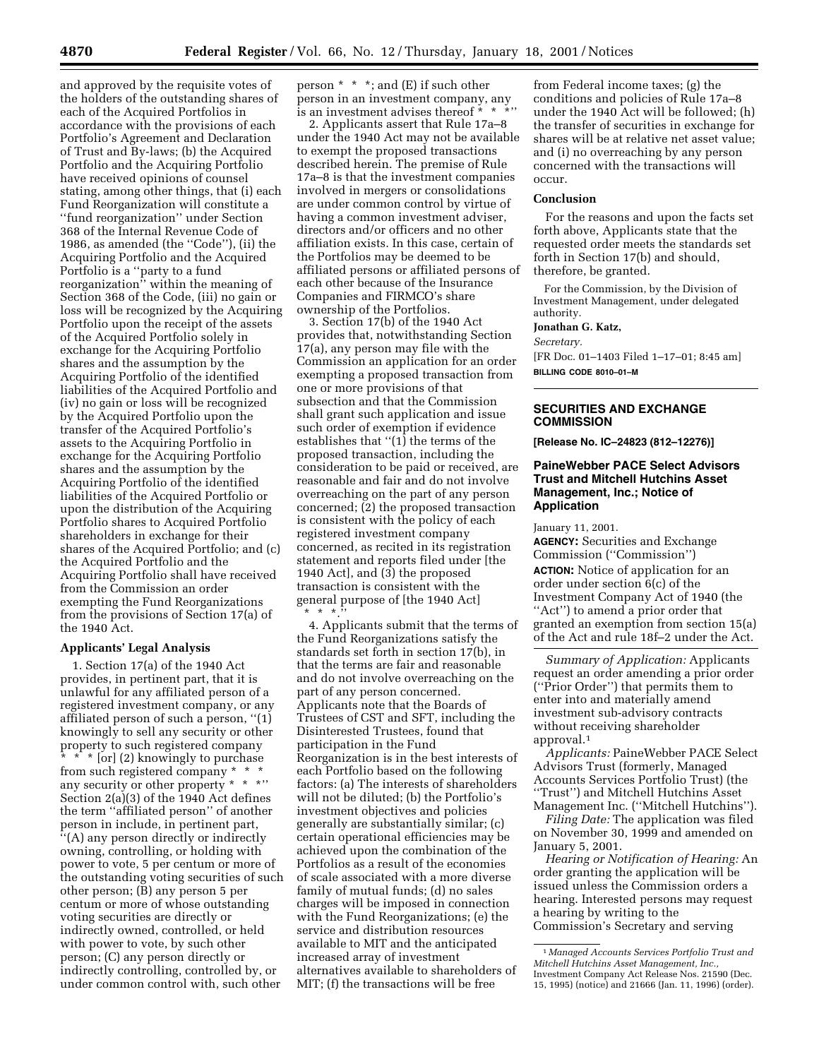and approved by the requisite votes of the holders of the outstanding shares of each of the Acquired Portfolios in accordance with the provisions of each Portfolio's Agreement and Declaration of Trust and By-laws; (b) the Acquired Portfolio and the Acquiring Portfolio have received opinions of counsel stating, among other things, that (i) each Fund Reorganization will constitute a ''fund reorganization'' under Section 368 of the Internal Revenue Code of 1986, as amended (the ''Code''), (ii) the Acquiring Portfolio and the Acquired Portfolio is a ''party to a fund reorganization'' within the meaning of Section 368 of the Code, (iii) no gain or loss will be recognized by the Acquiring Portfolio upon the receipt of the assets of the Acquired Portfolio solely in exchange for the Acquiring Portfolio shares and the assumption by the Acquiring Portfolio of the identified liabilities of the Acquired Portfolio and (iv) no gain or loss will be recognized by the Acquired Portfolio upon the transfer of the Acquired Portfolio's assets to the Acquiring Portfolio in exchange for the Acquiring Portfolio shares and the assumption by the Acquiring Portfolio of the identified liabilities of the Acquired Portfolio or upon the distribution of the Acquiring Portfolio shares to Acquired Portfolio shareholders in exchange for their shares of the Acquired Portfolio; and (c) the Acquired Portfolio and the Acquiring Portfolio shall have received from the Commission an order exempting the Fund Reorganizations from the provisions of Section 17(a) of the 1940 Act.

### Applicants' Legal Analysis

1. Section 17(a) of the 1940 Act provides, in pertinent part, that it is unlawful for any affiliated person of a registered investment company, or any affiliated person of such a person, ''(1) knowingly to sell any security or other property to such registered company * * * [or] (2) knowingly to purchase from such registered company * * * any security or other property * * *'' Section 2(a)(3) of the 1940 Act defines the term ''affiliated person'' of another person in include, in pertinent part, ''(A) any person directly or indirectly owning, controlling, or holding with power to vote, 5 per centum or more of the outstanding voting securities of such other person; (B) any person 5 per centum or more of whose outstanding voting securities are directly or indirectly owned, controlled, or held with power to vote, by such other person; (C) any person directly or indirectly controlling, controlled by, or under common control with, such other person * * *; and (E) if such other person in an investment company, any is an investment advises thereof * * *''

2. Applicants assert that Rule 17a–8 under the 1940 Act may not be available to exempt the proposed transactions described herein. The premise of Rule 17a–8 is that the investment companies involved in mergers or consolidations are under common control by virtue of having a common investment adviser, directors and/or officers and no other affiliation exists. In this case, certain of the Portfolios may be deemed to be affiliated persons or affiliated persons of each other because of the Insurance Companies and FIRMCO's share ownership of the Portfolios.

3. Section 17(b) of the 1940 Act provides that, notwithstanding Section 17(a), any person may file with the Commission an application for an order exempting a proposed transaction from one or more provisions of that subsection and that the Commission shall grant such application and issue such order of exemption if evidence establishes that ''(1) the terms of the proposed transaction, including the consideration to be paid or received, are reasonable and fair and do not involve overreaching on the part of any person concerned; (2) the proposed transaction is consistent with the policy of each registered investment company concerned, as recited in its registration statement and reports filed under [the 1940 Act], and (3) the proposed transaction is consistent with the general purpose of [the 1940 Act] * * *.''

4. Applicants submit that the terms of the Fund Reorganizations satisfy the standards set forth in section 17(b), in that the terms are fair and reasonable and do not involve overreaching on the part of any person concerned. Applicants note that the Boards of Trustees of CST and SFT, including the Disinterested Trustees, found that participation in the Fund Reorganization is in the best interests of each Portfolio based on the following factors: (a) The interests of shareholders will not be diluted; (b) the Portfolio's investment objectives and policies generally are substantially similar; (c) certain operational efficiencies may be achieved upon the combination of the Portfolios as a result of the economies of scale associated with a more diverse family of mutual funds; (d) no sales charges will be imposed in connection with the Fund Reorganizations; (e) the service and distribution resources available to MIT and the anticipated increased array of investment alternatives available to shareholders of MIT; (f) the transactions will be free from Federal income taxes; (g) the conditions and policies of Rule 17a–8 under the 1940 Act will be followed; (h) the transfer of securities in exchange for shares will be at relative net asset value; and (i) no overreaching by any person concerned with the transactions will occur.

### Conclusion

For the reasons and upon the facts set forth above, Applicants state that the requested order meets the standards set forth in Section 17(b) and should, therefore, be granted.

For the Commission, by the Division of Investment Management, under delegated authority.

**Jonathan G. Katz,**

*Secretary.*

[FR Doc. 01–1403 Filed 1–17–01; 8:45 am]

**BILLING CODE 8010–01–M**

## SECURITIES AND EXCHANGE COMMISSION

**[Release No. IC–24823 (812–12276)]**

### PaineWebber PACE Select Advisors Trust and Mitchell Hutchins Asset Management, Inc.; Notice of Application

January 11, 2001.

**AGENCY:** Securities and Exchange Commission (''Commission'')

**ACTION:** Notice of application for an order under section 6(c) of the Investment Company Act of 1940 (the ''Act'') to amend a prior order that granted an exemption from section 15(a) of the Act and rule 18f–2 under the Act.

*Summary of Application:* Applicants request an order amending a prior order (''Prior Order'') that permits them to enter into and materially amend investment sub-advisory contracts without receiving shareholder approval.[1]

*Applicants:* PaineWebber PACE Select Advisors Trust (formerly, Managed Accounts Services Portfolio Trust) (the ''Trust'') and Mitchell Hutchins Asset Management Inc. (''Mitchell Hutchins'').

*Filing Date:* The application was filed on November 30, 1999 and amended on January 5, 2001.

*Hearing or Notification of Hearing:* An order granting the application will be issued unless the Commission orders a hearing. Interested persons may request a hearing by writing to the Commission's Secretary and serving

[1] *Managed Accounts Services Portfolio Trust and Mitchell Hutchins Asset Management, Inc.,* Investment Company Act Release Nos. 21590 (Dec. 15, 1995) (notice) and 21666 (Jan. 11, 1996) (order).